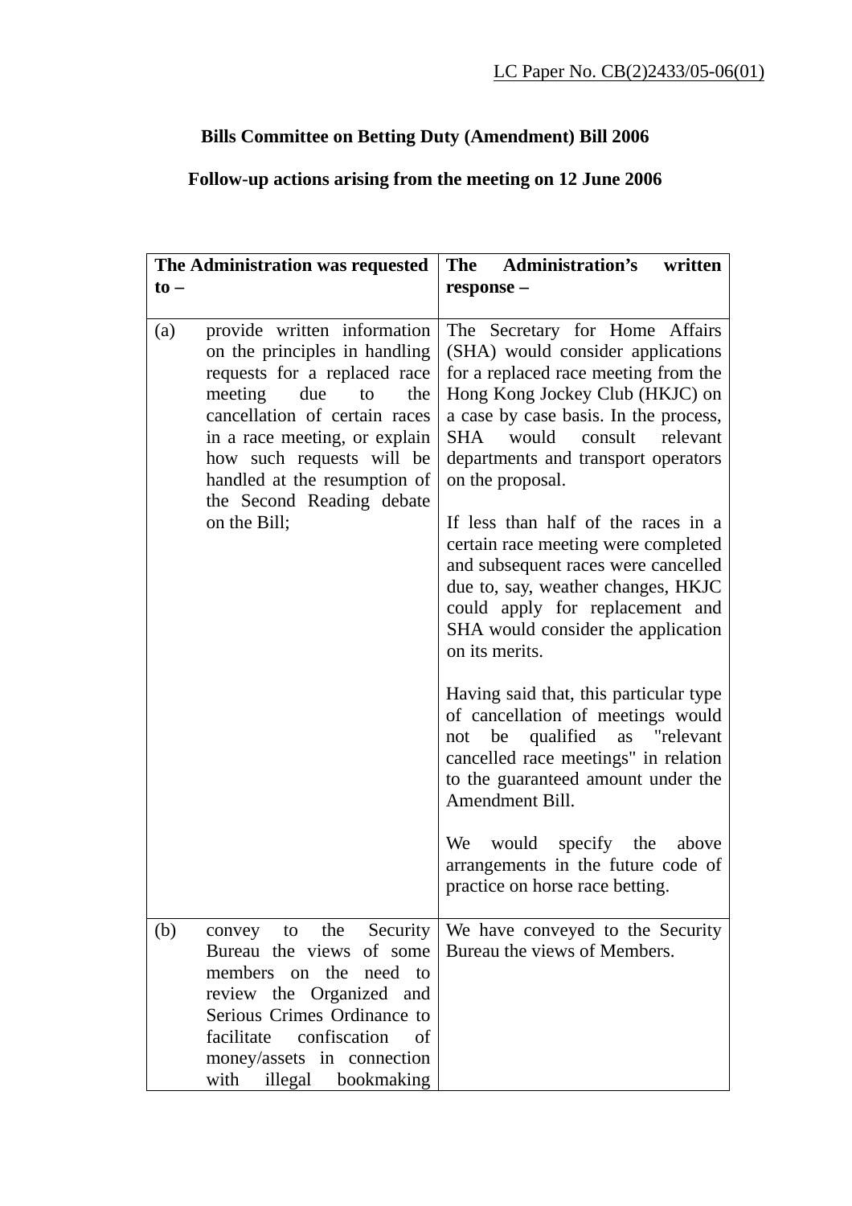LC Paper No. CB(2)2433/05-06(01)

**Bills Committee on Betting Duty (Amendment) Bill 2006**

**Follow-up actions arising from the meeting on 12 June 2006**

| The Administration was requested to – | The Administration's written response – |
|---|---|
| (a) provide written information on the principles in handling requests for a replaced race meeting due to the cancellation of certain races in a race meeting, or explain how such requests will be handled at the resumption of the Second Reading debate on the Bill; | The Secretary for Home Affairs (SHA) would consider applications for a replaced race meeting from the Hong Kong Jockey Club (HKJC) on a case by case basis. In the process, SHA would consult relevant departments and transport operators on the proposal.<br><br>If less than half of the races in a certain race meeting were completed and subsequent races were cancelled due to, say, weather changes, HKJC could apply for replacement and SHA would consider the application on its merits.<br><br>Having said that, this particular type of cancellation of meetings would not be qualified as "relevant cancelled race meetings" in relation to the guaranteed amount under the Amendment Bill.<br><br>We would specify the above arrangements in the future code of practice on horse race betting. |
| (b) convey to the Security Bureau the views of some members on the need to review the Organized and Serious Crimes Ordinance to facilitate confiscation of money/assets in connection with illegal bookmaking | We have conveyed to the Security Bureau the views of Members. |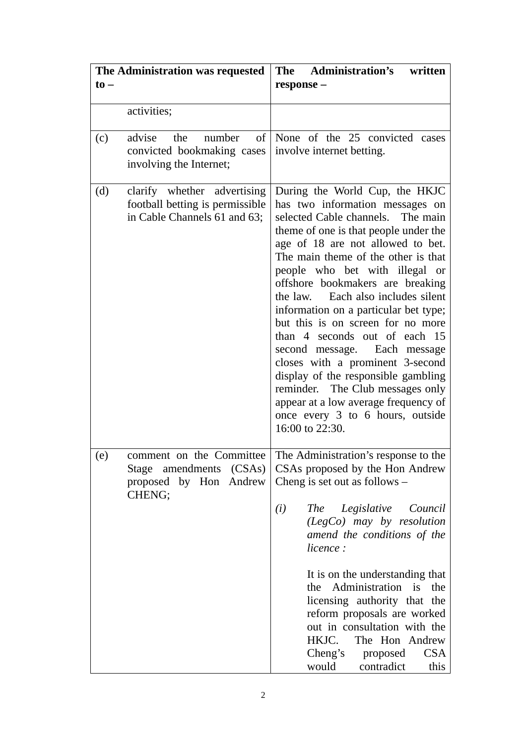| The Administration was requested to – | The Administration's written response – |
|---|---|
| activities; | |
| (c) advise the number of convicted bookmaking cases involving the Internet; | None of the 25 convicted cases involve internet betting. |
| (d) clarify whether advertising football betting is permissible in Cable Channels 61 and 63; | During the World Cup, the HKJC has two information messages on selected Cable channels. The main theme of one is that people under the age of 18 are not allowed to bet. The main theme of the other is that people who bet with illegal or offshore bookmakers are breaking the law. Each also includes silent information on a particular bet type; but this is on screen for no more than 4 seconds out of each 15 second message. Each message closes with a prominent 3-second display of the responsible gambling reminder. The Club messages only appear at a low average frequency of once every 3 to 6 hours, outside 16:00 to 22:30. |
| (e) comment on the Committee Stage amendments (CSAs) proposed by Hon Andrew CHENG; | The Administration's response to the CSAs proposed by the Hon Andrew Cheng is set out as follows – <br><br> *(i) The Legislative Council (LegCo) may by resolution amend the conditions of the licence :* <br><br> It is on the understanding that the Administration is the licensing authority that the reform proposals are worked out in consultation with the HKJC. The Hon Andrew Cheng's proposed CSA would contradict this |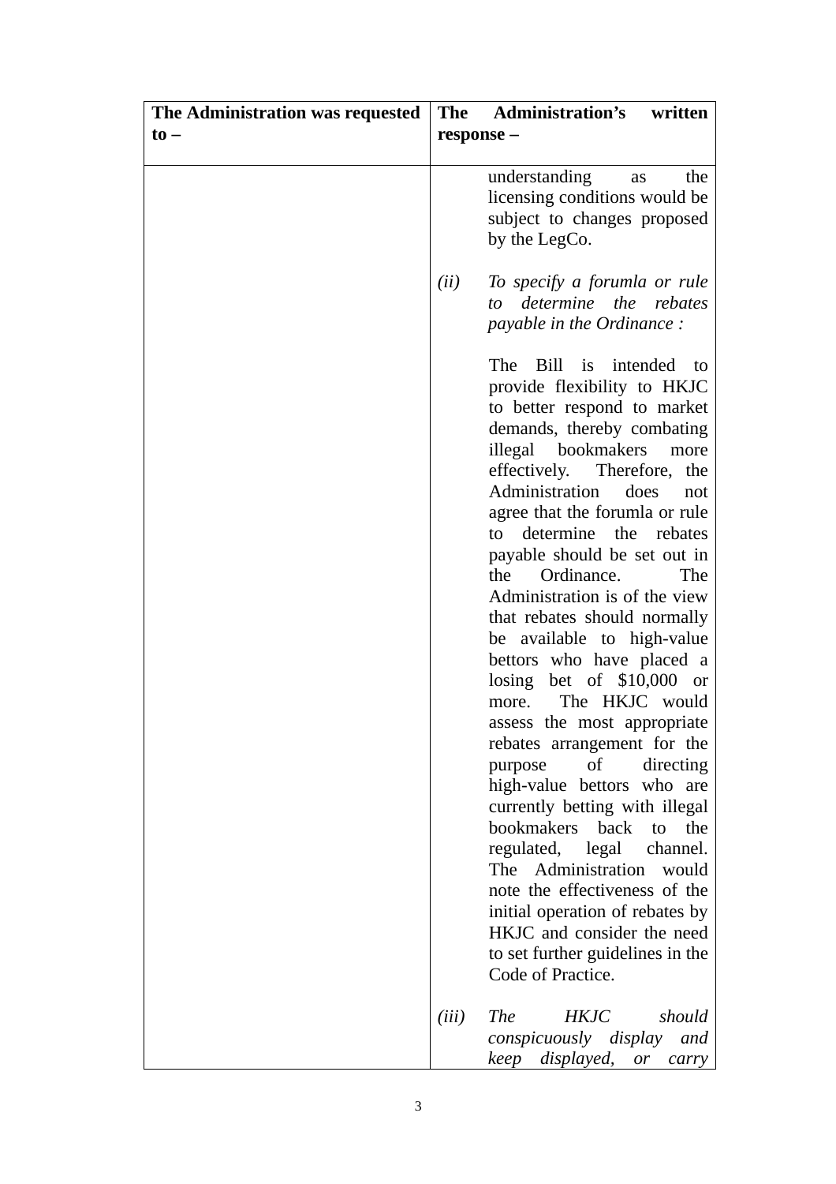| The Administration was requested to – | The Administration's written response – |
|---|---|
| | understanding as the licensing conditions would be subject to changes proposed by the LegCo.<br><br>*(ii) To specify a forumla or rule to determine the rebates payable in the Ordinance :*<br><br>The Bill is intended to provide flexibility to HKJC to better respond to market demands, thereby combating illegal bookmakers more effectively. Therefore, the Administration does not agree that the forumla or rule to determine the rebates payable should be set out in the Ordinance. The Administration is of the view that rebates should normally be available to high-value bettors who have placed a losing bet of \$10,000 or more. The HKJC would assess the most appropriate rebates arrangement for the purpose of directing high-value bettors who are currently betting with illegal bookmakers back to the regulated, legal channel. The Administration would note the effectiveness of the initial operation of rebates by HKJC and consider the need to set further guidelines in the Code of Practice.<br><br>*(iii) The HKJC should conspicuously display and keep displayed, or carry* |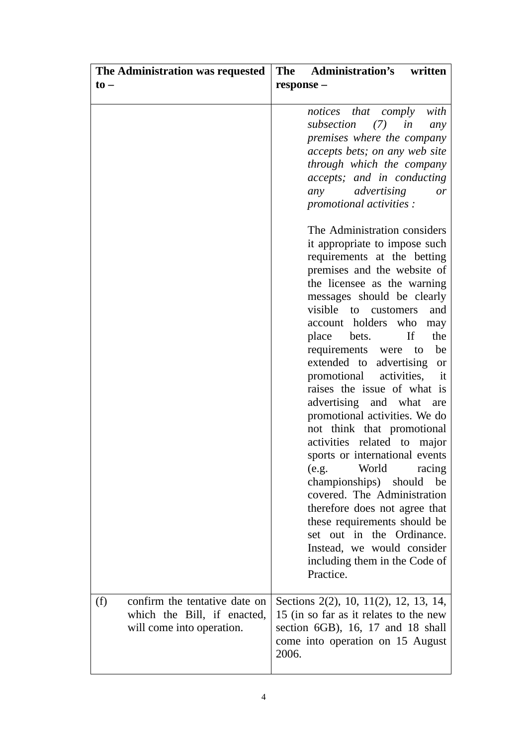| The Administration was requested to – | The Administration's written response – |
|---|---|
| | *notices that comply with subsection (7) in any premises where the company accepts bets; on any web site through which the company accepts; and in conducting any advertising or promotional activities :*<br><br>The Administration considers it appropriate to impose such requirements at the betting premises and the website of the licensee as the warning messages should be clearly visible to customers and account holders who may place bets. If the requirements were to be extended to advertising or promotional activities, it raises the issue of what is advertising and what are promotional activities. We do not think that promotional activities related to major sports or international events (e.g. World racing championships) should be covered. The Administration therefore does not agree that these requirements should be set out in the Ordinance. Instead, we would consider including them in the Code of Practice. |
| (f) confirm the tentative date on which the Bill, if enacted, will come into operation. | Sections 2(2), 10, 11(2), 12, 13, 14, 15 (in so far as it relates to the new section 6GB), 16, 17 and 18 shall come into operation on 15 August 2006. |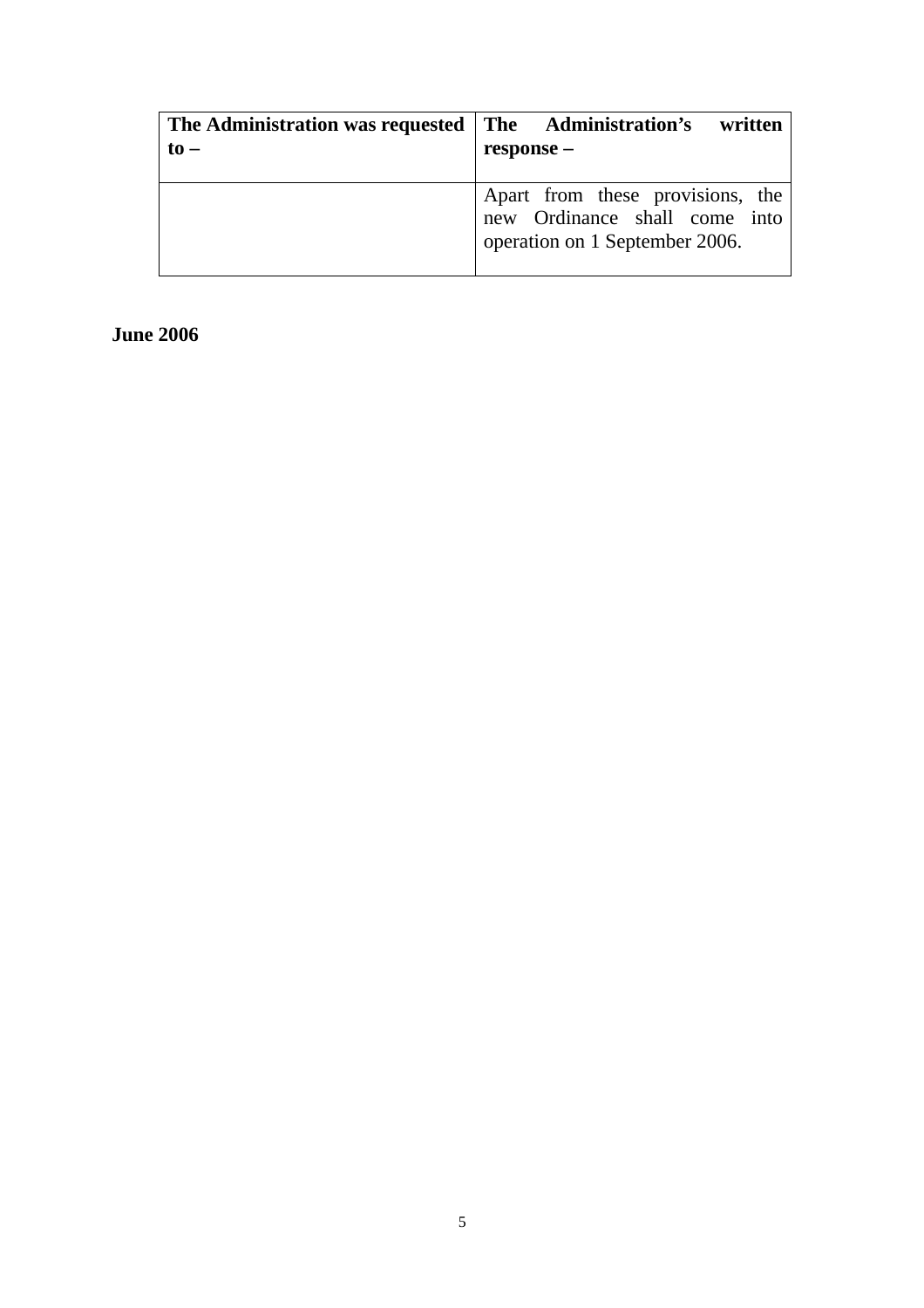| The Administration was requested to – | The Administration's written response – |
| --- | --- |
| | Apart from these provisions, the new Ordinance shall come into operation on 1 September 2006. |

**June 2006**